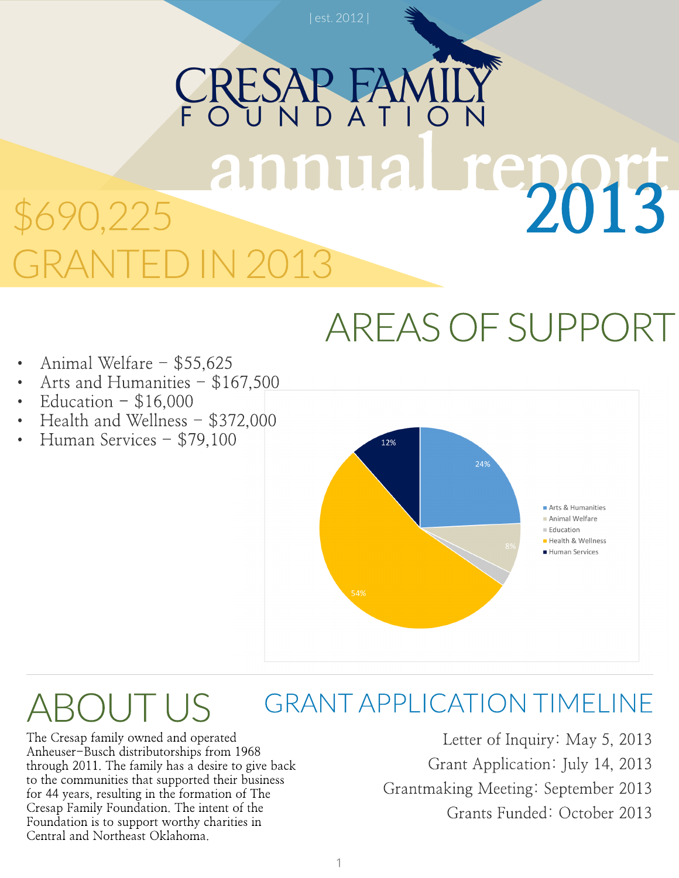| est. 2012 |

# CRESAP FAMILY FOUNDATION

# annual report 2013

## $690,225 GRANTED IN 2013

## AREAS OF SUPPORT

- Animal Welfare – $55,625
- Arts and Humanities – $167,500
- Education – $16,000
- Health and Wellness – $372,000
- Human Services – $79,100

| Area | Share |
|---|---|
| Arts & Humanities | 24% |
| Animal Welfare | 8% |
| Education | |
| Health & Wellness | 54% |
| Human Services | 12% |

## ABOUT US

The Cresap family owned and operated Anheuser-Busch distributorships from 1968 through 2011. The family has a desire to give back to the communities that supported their business for 44 years, resulting in the formation of The Cresap Family Foundation. The intent of the Foundation is to support worthy charities in Central and Northeast Oklahoma.

## GRANT APPLICATION TIMELINE

Letter of Inquiry: May 5, 2013

Grant Application: July 14, 2013

Grantmaking Meeting: September 2013

Grants Funded: October 2013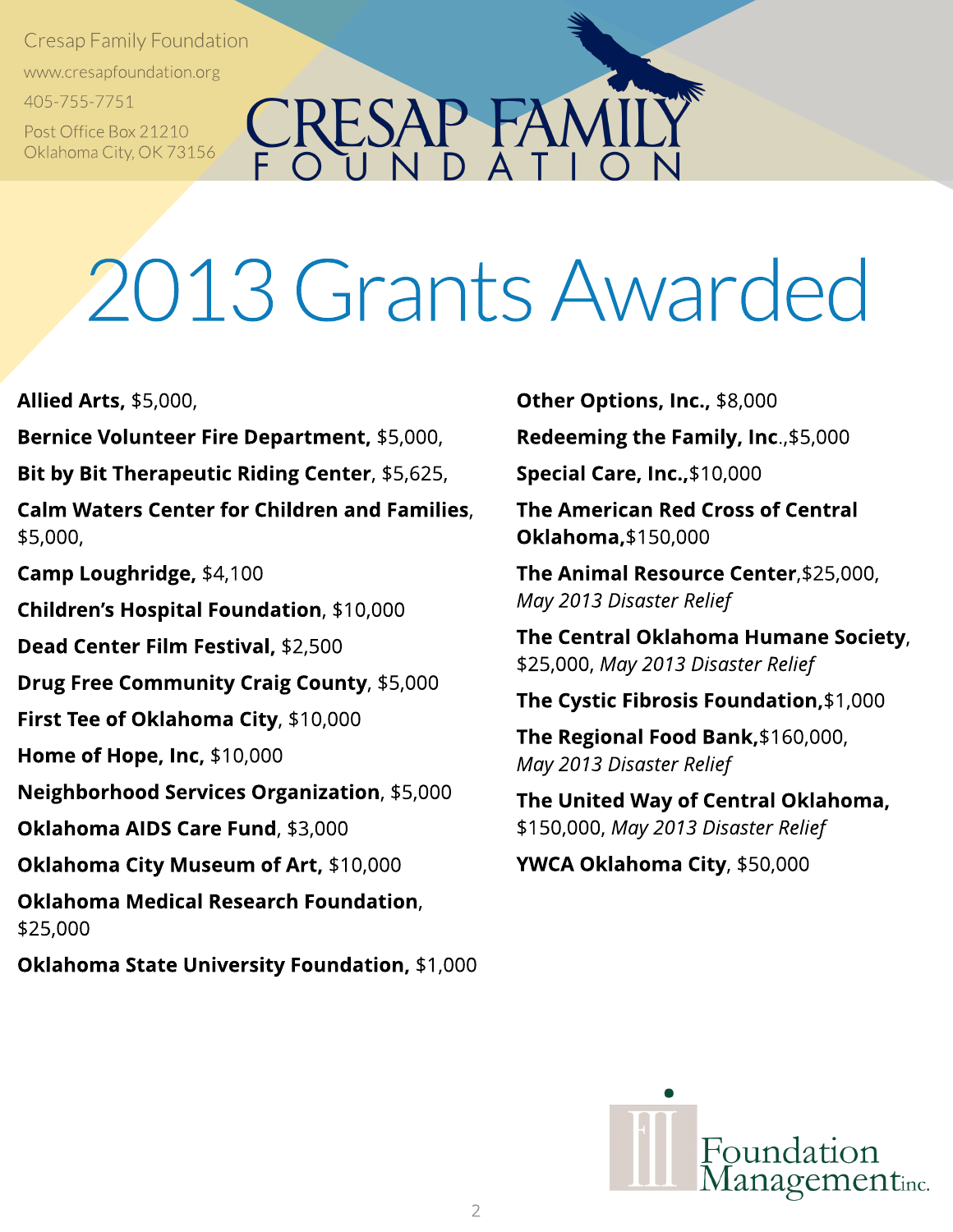Cresap Family Foundation

www.cresapfoundation.org

405-755-7751

Post Office Box 21210
Oklahoma City, OK 73156

CRESAP FAMILY FOUNDATION

# 2013 Grants Awarded

**Allied Arts,** $5,000,

**Bernice Volunteer Fire Department,** $5,000,

**Bit by Bit Therapeutic Riding Center**, $5,625,

**Calm Waters Center for Children and Families**, $5,000,

**Camp Loughridge,** $4,100

**Children's Hospital Foundation**, $10,000

**Dead Center Film Festival,** $2,500

**Drug Free Community Craig County**, $5,000

**First Tee of Oklahoma City**, $10,000

**Home of Hope, Inc**, $10,000

**Neighborhood Services Organization**, $5,000

**Oklahoma AIDS Care Fund**, $3,000

**Oklahoma City Museum of Art,** $10,000

**Oklahoma Medical Research Foundation**, $25,000

**Oklahoma State University Foundation,** $1,000

**Other Options, Inc.,** $8,000

**Redeeming the Family, Inc**.,$5,000

**Special Care, Inc.,**$10,000

**The American Red Cross of Central Oklahoma,**$150,000

**The Animal Resource Center**,$25,000, *May 2013 Disaster Relief*

**The Central Oklahoma Humane Society**, $25,000, *May 2013 Disaster Relief*

**The Cystic Fibrosis Foundation,**$1,000

**The Regional Food Bank,**$160,000, *May 2013 Disaster Relief*

**The United Way of Central Oklahoma,** $150,000, *May 2013 Disaster Relief*

**YWCA Oklahoma City**, $50,000

Foundation Management inc.